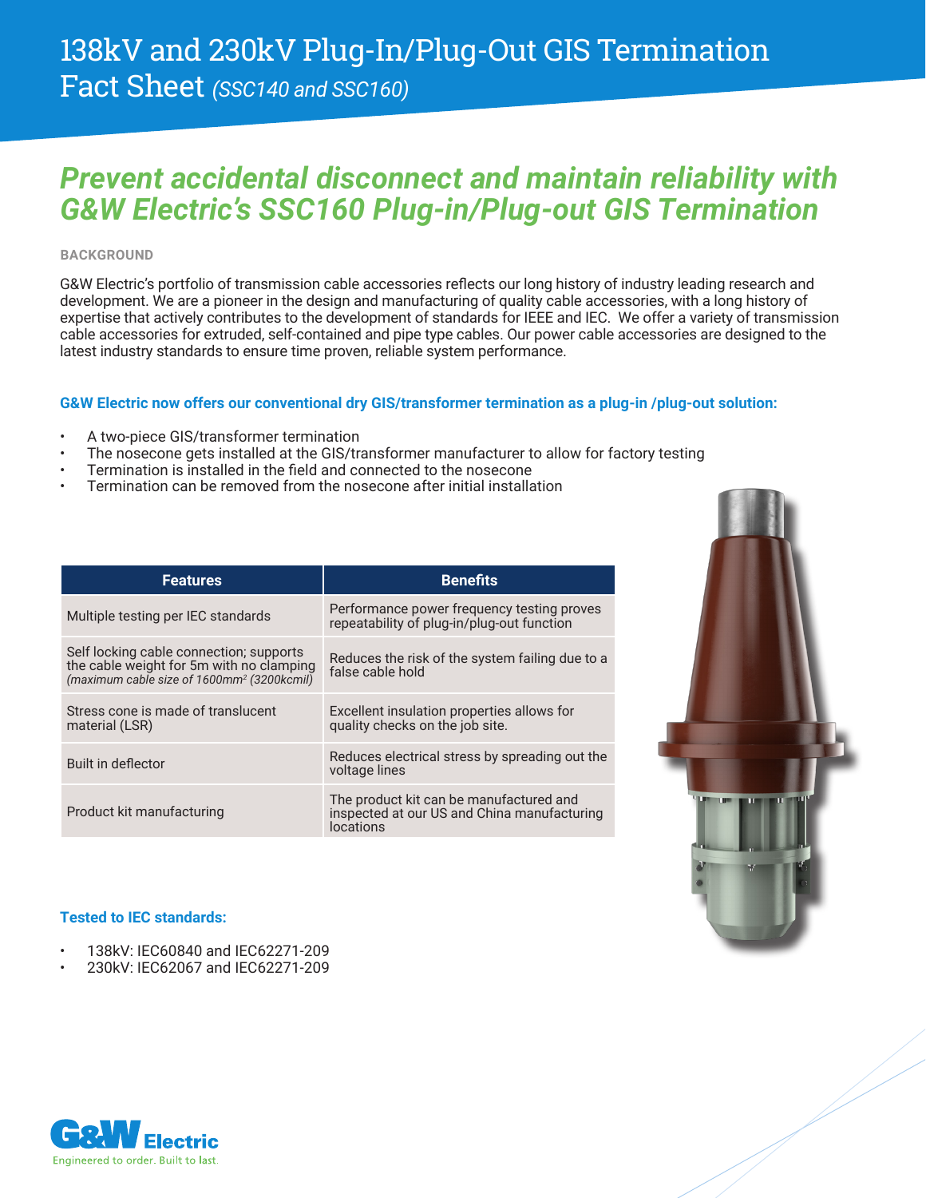# 138kV and 230kV Plug-In/Plug-Out GIS Termination Fact Sheet *(SSC140 and SSC160)*

## *Prevent accidental disconnect and maintain reliability with G&W Electric's SSC160 Plug-in/Plug-out GIS Termination*

**BACKGROUND**

G&W Electric's portfolio of transmission cable accessories reflects our long history of industry leading research and development. We are a pioneer in the design and manufacturing of quality cable accessories, with a long history of expertise that actively contributes to the development of standards for IEEE and IEC. We offer a variety of transmission cable accessories for extruded, self-contained and pipe type cables. Our power cable accessories are designed to the latest industry standards to ensure time proven, reliable system performance.

**G&W Electric now offers our conventional dry GIS/transformer termination as a plug-in /plug-out solution:**

- A two-piece GIS/transformer termination
- The nosecone gets installed at the GIS/transformer manufacturer to allow for factory testing
- Termination is installed in the field and connected to the nosecone
- Termination can be removed from the nosecone after initial installation

| Features | Benefits |
|---|---|
| Multiple testing per IEC standards | Performance power frequency testing proves repeatability of plug-in/plug-out function |
| Self locking cable connection; supports the cable weight for 5m with no clamping *(maximum cable size of 1600mm$^2$ (3200kcmil))* | Reduces the risk of the system failing due to a false cable hold |
| Stress cone is made of translucent material (LSR) | Excellent insulation properties allows for quality checks on the job site. |
| Built in deflector | Reduces electrical stress by spreading out the voltage lines |
| Product kit manufacturing | The product kit can be manufactured and inspected at our US and China manufacturing locations |

**Tested to IEC standards:**

- 138kV: IEC60840 and IEC62271-209
- 230kV: IEC62067 and IEC62271-209

G&W Electric
Engineered to order. Built to last.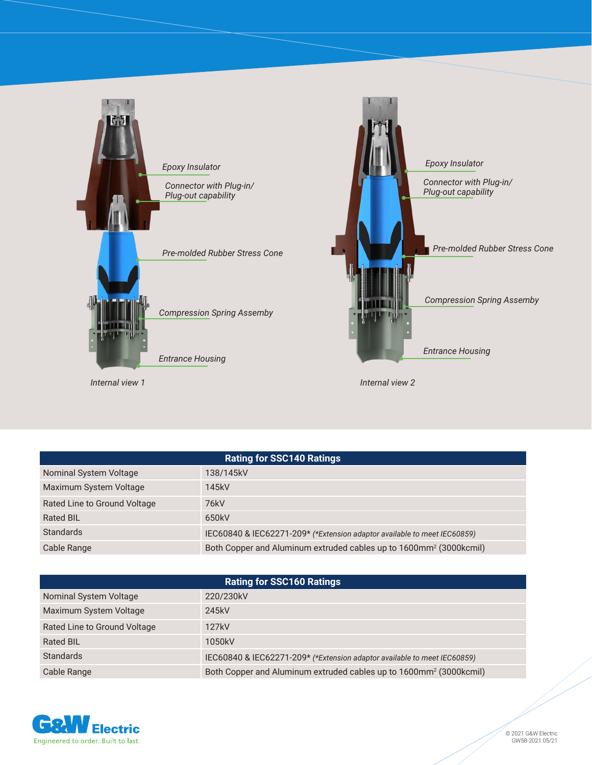Epoxy Insulator

Connector with Plug-in/ Plug-out capability

Pre-molded Rubber Stress Cone

Compression Spring Assemby

Entrance Housing

*Internal view 1*

Epoxy Insulator

Connector with Plug-in/ Plug-out capability

Pre-molded Rubber Stress Cone

Compression Spring Assemby

Entrance Housing

*Internal view 2*

| Rating for SSC140 Ratings | |
|---|---|
| Nominal System Voltage | 138/145kV |
| Maximum System Voltage | 145kV |
| Rated Line to Ground Voltage | 76kV |
| Rated BIL | 650kV |
| Standards | IEC60840 & IEC62271-209* *(*Extension adaptor available to meet IEC60859)* |
| Cable Range | Both Copper and Aluminum extruded cables up to 1600mm$^2$ (3000kcmil) |

| Rating for SSC160 Ratings | |
|---|---|
| Nominal System Voltage | 220/230kV |
| Maximum System Voltage | 245kV |
| Rated Line to Ground Voltage | 127kV |
| Rated BIL | 1050kV |
| Standards | IEC60840 & IEC62271-209* *(*Extension adaptor available to meet IEC60859)* |
| Cable Range | Both Copper and Aluminum extruded cables up to 1600mm$^2$ (3000kcmil) |

G&W Electric
Engineered to order. Built to last.

© 2021 G&W Electric
GW58-2021 05/21